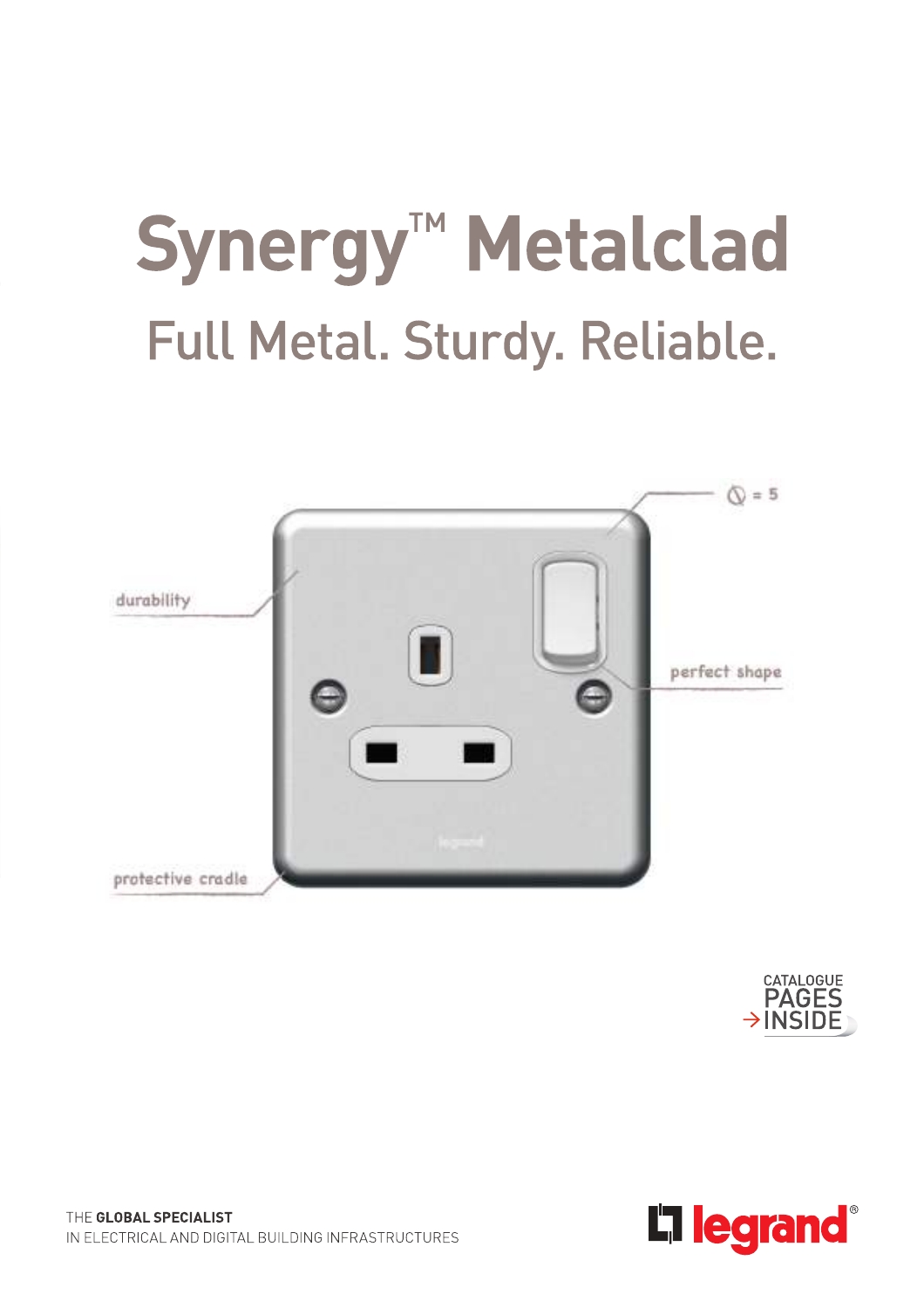# Synergy™ Metalclad

## Full Metal. Sturdy. Reliable.

durability

⦸ = 5

perfect shape

protective cradle

CATALOGUE PAGES → INSIDE

THE **GLOBAL SPECIALIST**
IN ELECTRICAL AND DIGITAL BUILDING INFRASTRUCTURES

legrand®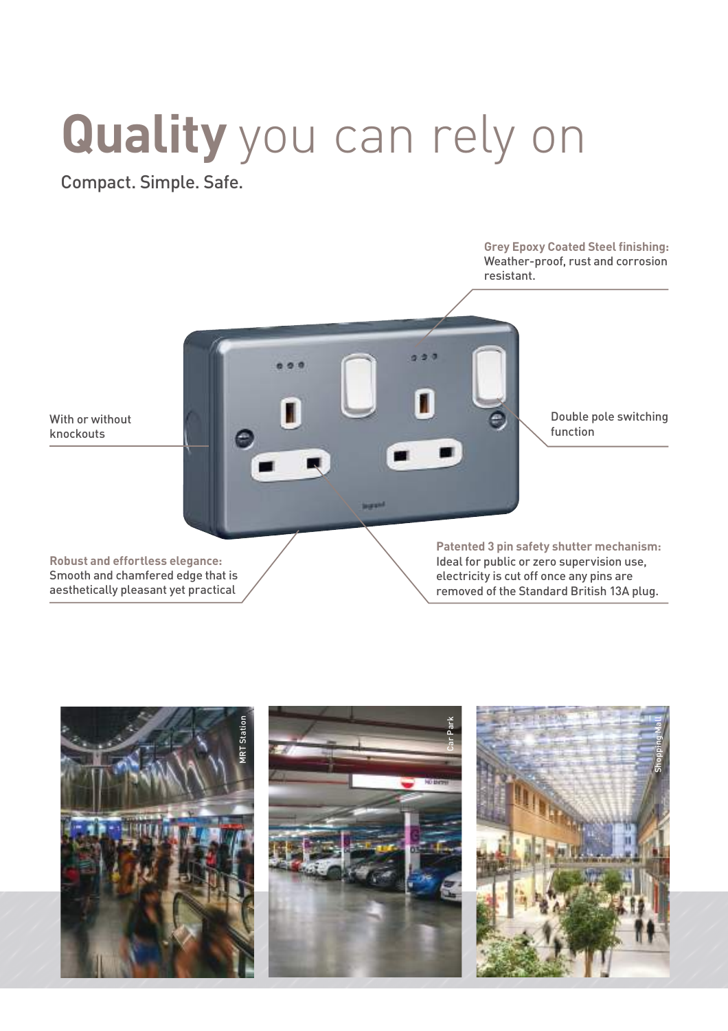# **Quality** you can rely on

Compact. Simple. Safe.

**Grey Epoxy Coated Steel finishing:** Weather-proof, rust and corrosion resistant.

With or without knockouts

Double pole switching function

**Robust and effortless elegance:** Smooth and chamfered edge that is aesthetically pleasant yet practical

**Patented 3 pin safety shutter mechanism:** Ideal for public or zero supervision use, electricity is cut off once any pins are removed of the Standard British 13A plug.

MRT Station

Car Park

Shopping Mall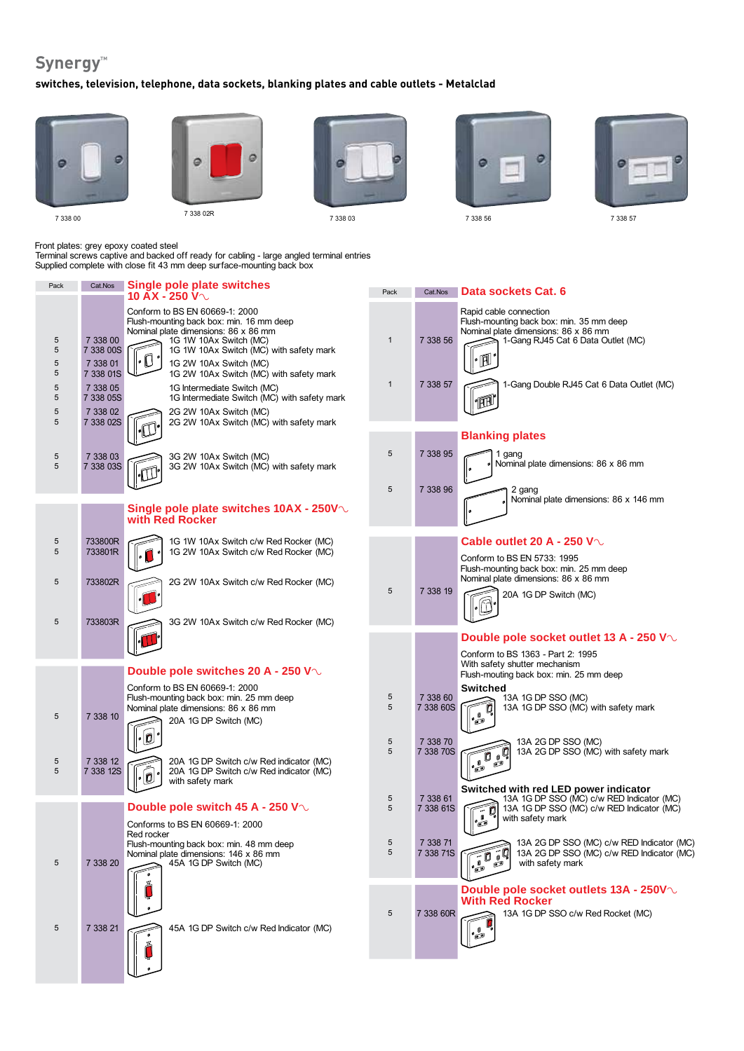# Synergy™

**switches, television, telephone, data sockets, blanking plates and cable outlets - Metalclad**

7 338 00 | 7 338 02R | 7 338 03 | 7 338 56 | 7 338 57

Front plates: grey epoxy coated steel
Terminal screws captive and backed off ready for cabling - large angled terminal entries
Supplied complete with close fit 43 mm deep surface-mounting back box

## Single pole plate switches 10 AX - 250 V~

Conform to BS EN 60669-1: 2000
Flush-mounting back box: min. 16 mm deep
Nominal plate dimensions: 86 x 86 mm

| Pack | Cat.Nos | Description |
|---|---|---|
| 5 | 7 338 00 | 1G 1W 10Ax Switch (MC) |
| 5 | 7 338 00S | 1G 1W 10Ax Switch (MC) with safety mark |
| 5 | 7 338 01 | 1G 2W 10Ax Switch (MC) |
| 5 | 7 338 01S | 1G 2W 10Ax Switch (MC) with safety mark |
| 5 | 7 338 05 | 1G Intermediate Switch (MC) |
| 5 | 7 338 05S | 1G Intermediate Switch (MC) with safety mark |
| 5 | 7 338 02 | 2G 2W 10Ax Switch (MC) |
| 5 | 7 338 02S | 2G 2W 10Ax Switch (MC) with safety mark |
| 5 | 7 338 03 | 3G 2W 10Ax Switch (MC) |
| 5 | 7 338 03S | 3G 2W 10Ax Switch (MC) with safety mark |

## Single pole plate switches 10AX - 250V~ with Red Rocker

| Pack | Cat.Nos | Description |
|---|---|---|
| 5 | 733800R | 1G 1W 10Ax Switch c/w Red Rocker (MC) |
| 5 | 733801R | 1G 2W 10Ax Switch c/w Red Rocker (MC) |
| 5 | 733802R | 2G 2W 10Ax Switch c/w Red Rocker (MC) |
| 5 | 733803R | 3G 2W 10Ax Switch c/w Red Rocker (MC) |

## Double pole switches 20 A - 250 V~

Conform to BS EN 60669-1: 2000
Flush-mounting back box: min. 25 mm deep
Nominal plate dimensions: 86 x 86 mm

| Pack | Cat.Nos | Description |
|---|---|---|
| 5 | 7 338 10 | 20A 1G DP Switch (MC) |
| 5 | 7 338 12 | 20A 1G DP Switch c/w Red indicator (MC) |
| 5 | 7 338 12S | 20A 1G DP Switch c/w Red indicator (MC) with safety mark |

## Double pole switch 45 A - 250 V~

Conforms to BS EN 60669-1: 2000
Red rocker
Flush-mounting back box: min. 48 mm deep
Nominal plate dimensions: 146 x 86 mm

| Pack | Cat.Nos | Description |
|---|---|---|
| 5 | 7 338 20 | 45A 1G DP Switch (MC) |
| 5 | 7 338 21 | 45A 1G DP Switch c/w Red Indicator (MC) |

## Data sockets Cat. 6

Rapid cable connection
Flush-mounting back box: min. 35 mm deep
Nominal plate dimensions: 86 x 86 mm

| Pack | Cat.Nos | Description |
|---|---|---|
| 1 | 7 338 56 | 1-Gang RJ45 Cat 6 Data Outlet (MC) |
| 1 | 7 338 57 | 1-Gang Double RJ45 Cat 6 Data Outlet (MC) |

## Blanking plates

| Pack | Cat.Nos | Description |
|---|---|---|
| 5 | 7 338 95 | 1 gang<br>Nominal plate dimensions: 86 x 86 mm |
| 5 | 7 338 96 | 2 gang<br>Nominal plate dimensions: 86 x 146 mm |

## Cable outlet 20 A - 250 V~

Conform to BS EN 5733: 1995
Flush-mounting back box: min. 25 mm deep
Nominal plate dimensions: 86 x 86 mm

| Pack | Cat.Nos | Description |
|---|---|---|
| 5 | 7 338 19 | 20A 1G DP Switch (MC) |

## Double pole socket outlet 13 A - 250 V~

Conform to BS 1363 - Part 2: 1995
With safety shutter mechanism
Flush-mouting back box: min. 25 mm deep

**Switched**

| Pack | Cat.Nos | Description |
|---|---|---|
| 5 | 7 338 60 | 13A 1G DP SSO (MC) |
| 5 | 7 338 60S | 13A 1G DP SSO (MC) with safety mark |
| 5 | 7 338 70 | 13A 2G DP SSO (MC) |
| 5 | 7 338 70S | 13A 2G DP SSO (MC) with safety mark |

**Switched with red LED power indicator**

| Pack | Cat.Nos | Description |
|---|---|---|
| 5 | 7 338 61 | 13A 1G DP SSO (MC) c/w RED Indicator (MC) |
| 5 | 7 338 61S | 13A 1G DP SSO (MC) c/w RED Indicator (MC) with safety mark |
| 5 | 7 338 71 | 13A 2G DP SSO (MC) c/w RED Indicator (MC) |
| 5 | 7 338 71S | 13A 2G DP SSO (MC) c/w RED Indicator (MC) with safety mark |

## Double pole socket outlets 13A - 250V~ With Red Rocker

| Pack | Cat.Nos | Description |
|---|---|---|
| 5 | 7 338 60R | 13A 1G DP SSO c/w Red Rocket (MC) |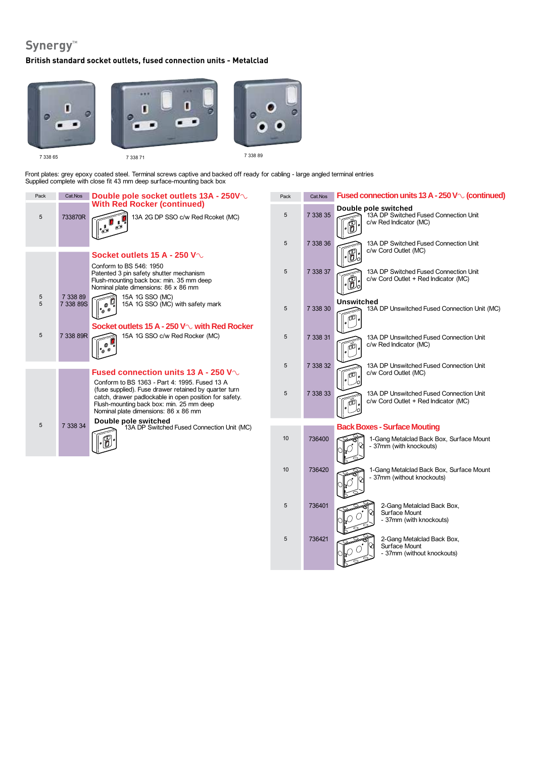# Synergy™

## British standard socket outlets, fused connection units - Metalclad

7 338 65

7 338 71

7 338 89

Front plates: grey epoxy coated steel. Terminal screws captive and backed off ready for cabling - large angled terminal entries
Supplied complete with close fit 43 mm deep surface-mounting back box

| Pack | Cat.Nos | Description |
|---|---|---|
| | | **Double pole socket outlets 13A - 250V∿ With Red Rocker (continued)** |
| 5 | 733870R | 13A 2G DP SSO c/w Red Rcoket (MC) |
| | | **Socket outlets 15 A - 250 V∿** Conform to BS 546: 1950. Patented 3 pin safety shutter mechanism. Flush-mounting back box: min. 35 mm deep. Nominal plate dimensions: 86 x 86 mm |
| 5 | 7 338 89 | 15A 1G SSO (MC) |
| 5 | 7 338 89S | 15A 1G SSO (MC) with safety mark |
| | | **Socket outlets 15 A - 250 V∿ with Red Rocker** |
| 5 | 7 338 89R | 15A 1G SSO c/w Red Rocker (MC) |
| | | **Fused connection units 13 A - 250 V∿** Conform to BS 1363 - Part 4: 1995. Fused 13 A (fuse supplied). Fuse drawer retained by quarter turn catch, drawer padlockable in open position for safety. Flush-mounting back box: min. 25 mm deep. Nominal plate dimensions: 86 x 86 mm |
| | | **Double pole switched** |
| 5 | 7 338 34 | 13A DP Switched Fused Connection Unit (MC) |

| Pack | Cat.Nos | Description |
|---|---|---|
| | | **Fused connection units 13 A - 250 V∿ (continued)** |
| | | **Double pole switched** |
| 5 | 7 338 35 | 13A DP Switched Fused Connection Unit c/w Red Indicator (MC) |
| 5 | 7 338 36 | 13A DP Switched Fused Connection Unit c/w Cord Outlet (MC) |
| 5 | 7 338 37 | 13A DP Switched Fused Connection Unit c/w Cord Outlet + Red Indicator (MC) |
| | | **Unswitched** |
| 5 | 7 338 30 | 13A DP Unswitched Fused Connection Unit (MC) |
| 5 | 7 338 31 | 13A DP Unswitched Fused Connection Unit c/w Red Indicator (MC) |
| 5 | 7 338 32 | 13A DP Unswitched Fused Connection Unit c/w Cord Outlet (MC) |
| 5 | 7 338 33 | 13A DP Unswitched Fused Connection Unit c/w Cord Outlet + Red Indicator (MC) |
| | | **Back Boxes - Surface Mouting** |
| 10 | 736400 | 1-Gang Metalclad Back Box, Surface Mount - 37mm (with knockouts) |
| 10 | 736420 | 1-Gang Metalclad Back Box, Surface Mount - 37mm (without knockouts) |
| 5 | 736401 | 2-Gang Metalclad Back Box, Surface Mount - 37mm (with knockouts) |
| 5 | 736421 | 2-Gang Metalclad Back Box, Surface Mount - 37mm (without knockouts) |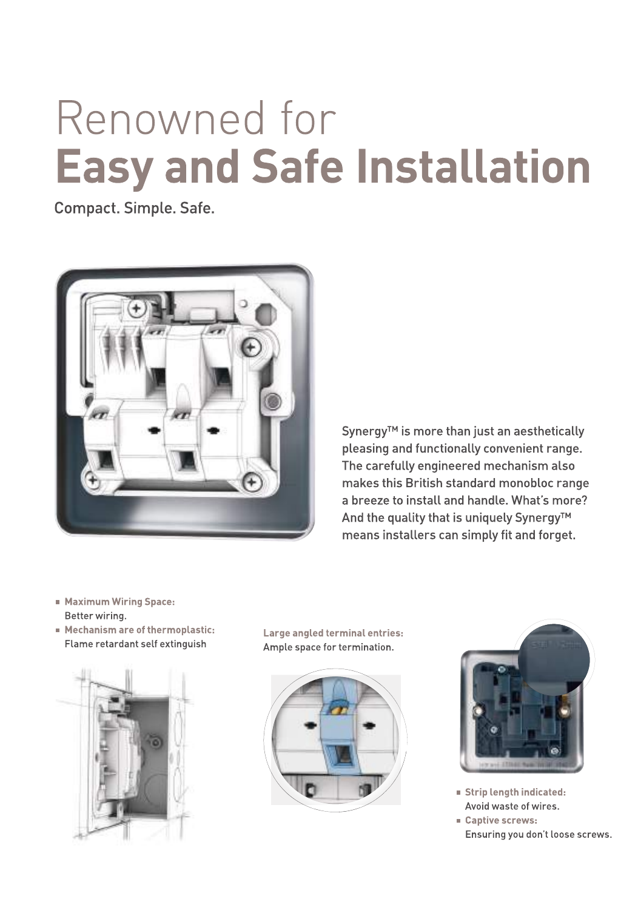# Renowned for **Easy and Safe Installation**

Compact. Simple. Safe.

Synergy™ is more than just an aesthetically pleasing and functionally convenient range. The carefully engineered mechanism also makes this British standard monobloc range a breeze to install and handle. What's more? And the quality that is uniquely Synergy™ means installers can simply fit and forget.

- **Maximum Wiring Space:** Better wiring.
- **Mechanism are of thermoplastic:** Flame retardant self extinguish

**Large angled terminal entries:** Ample space for termination.

- **Strip length indicated:** Avoid waste of wires.
- **Captive screws:** Ensuring you don't loose screws.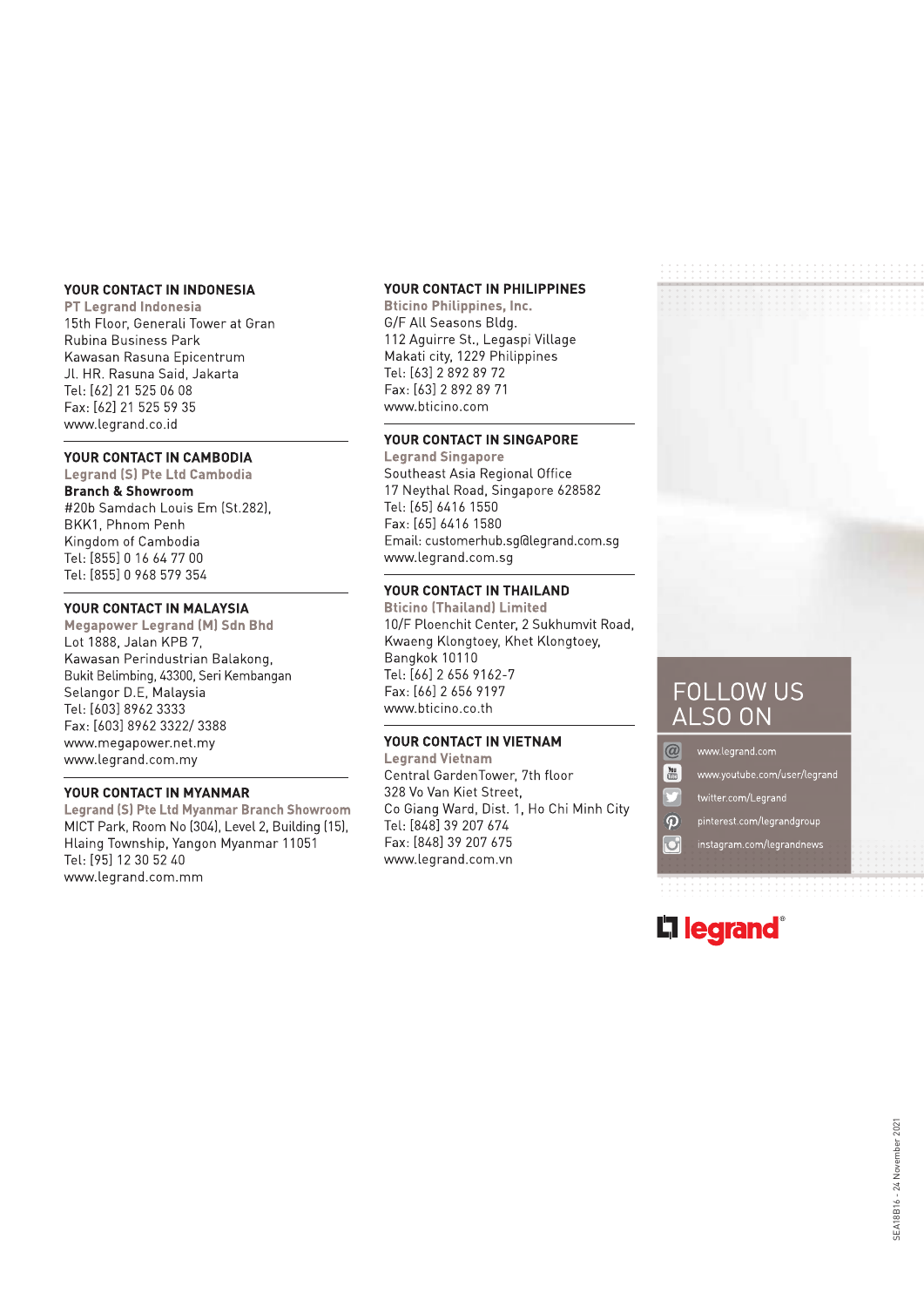### YOUR CONTACT IN INDONESIA

**PT Legrand Indonesia**
15th Floor, Generali Tower at Gran
Rubina Business Park
Kawasan Rasuna Epicentrum
Jl. HR. Rasuna Said, Jakarta
Tel: [62] 21 525 06 08
Fax: [62] 21 525 59 35
www.legrand.co.id

### YOUR CONTACT IN CAMBODIA

**Legrand (S) Pte Ltd Cambodia**
**Branch & Showroom**
#20b Samdach Louis Em (St.282),
BKK1, Phnom Penh
Kingdom of Cambodia
Tel: [855] 0 16 64 77 00
Tel: [855] 0 968 579 354

### YOUR CONTACT IN MALAYSIA

**Megapower Legrand (M) Sdn Bhd**
Lot 1888, Jalan KPB 7,
Kawasan Perindustrian Balakong,
Bukit Belimbing, 43300, Seri Kembangan
Selangor D.E, Malaysia
Tel: [603] 8962 3333
Fax: [603] 8962 3322/ 3388
www.megapower.net.my
www.legrand.com.my

### YOUR CONTACT IN MYANMAR

**Legrand (S) Pte Ltd Myanmar Branch Showroom**
MICT Park, Room No (304), Level 2, Building (15),
Hlaing Township, Yangon Myanmar 11051
Tel: [95] 12 30 52 40
www.legrand.com.mm

### YOUR CONTACT IN PHILIPPINES

**Bticino Philippines, Inc.**
G/F All Seasons Bldg.
112 Aguirre St., Legaspi Village
Makati city, 1229 Philippines
Tel: [63] 2 892 89 72
Fax: [63] 2 892 89 71
www.bticino.com

### YOUR CONTACT IN SINGAPORE

**Legrand Singapore**
Southeast Asia Regional Office
17 Neythal Road, Singapore 628582
Tel: [65] 6416 1550
Fax: [65] 6416 1580
Email: customerhub.sg@legrand.com.sg
www.legrand.com.sg

### YOUR CONTACT IN THAILAND

**Bticino (Thailand) Limited**
10/F Ploenchit Center, 2 Sukhumvit Road,
Kwaeng Klongtoey, Khet Klongtoey,
Bangkok 10110
Tel: [66] 2 656 9162-7
Fax: [66] 2 656 9197
www.bticino.co.th

### YOUR CONTACT IN VIETNAM

**Legrand Vietnam**
Central GardenTower, 7th floor
328 Vo Van Kiet Street,
Co Giang Ward, Dist. 1, Ho Chi Minh City
Tel: [848] 39 207 674
Fax: [848] 39 207 675
www.legrand.com.vn

## FOLLOW US ALSO ON

- www.legrand.com
- www.youtube.com/user/legrand
- twitter.com/Legrand
- pinterest.com/legrandgroup
- instagram.com/legrandnews

legrand®

SEA18B16 - 24 November 2021